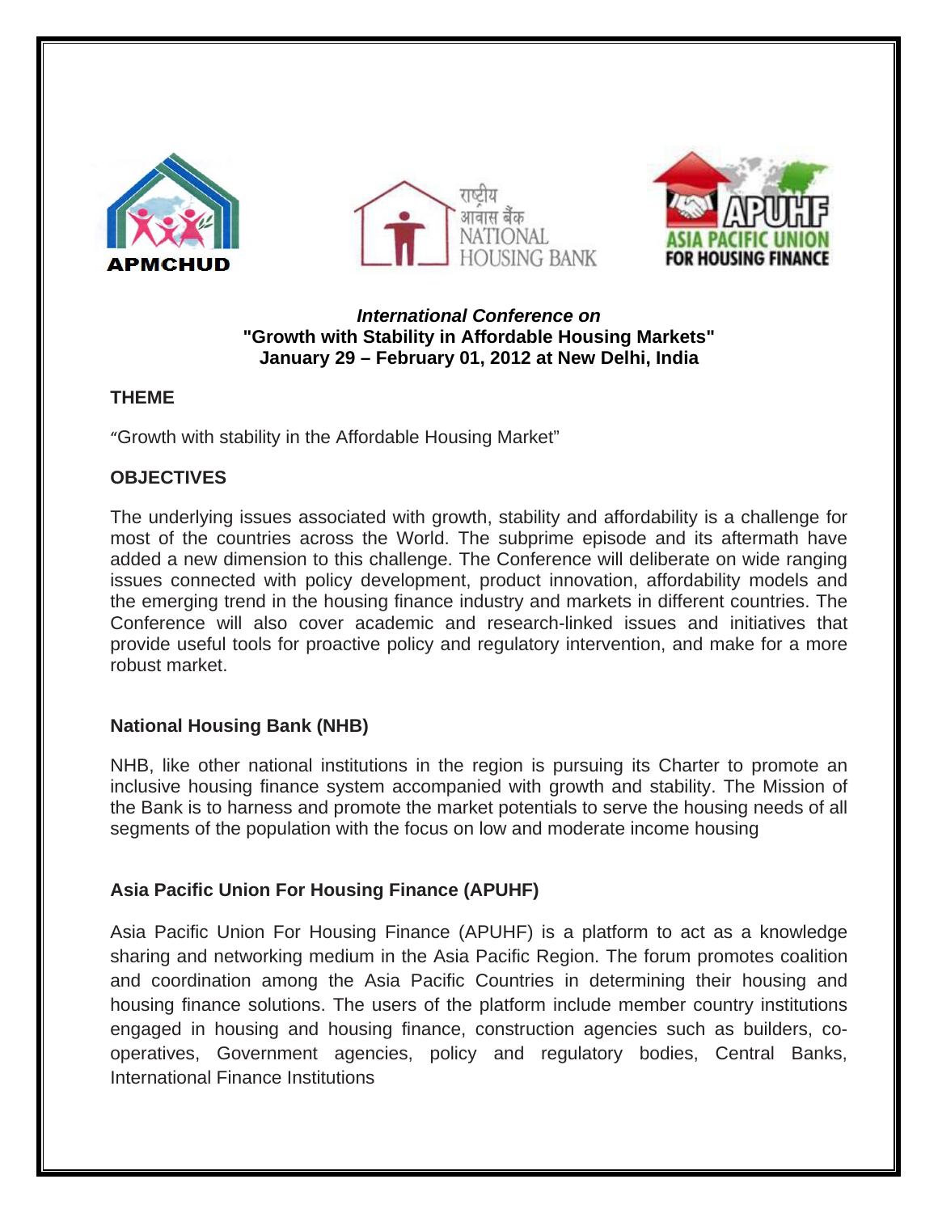APMCHUD

राष्ट्रीय आवास बैंक NATIONAL HOUSING BANK

APUHF ASIA PACIFIC UNION FOR HOUSING FINANCE

***International Conference on***
**"Growth with Stability in Affordable Housing Markets"**
**January 29 – February 01, 2012 at New Delhi, India**

## THEME

"Growth with stability in the Affordable Housing Market"

## OBJECTIVES

The underlying issues associated with growth, stability and affordability is a challenge for most of the countries across the World. The subprime episode and its aftermath have added a new dimension to this challenge. The Conference will deliberate on wide ranging issues connected with policy development, product innovation, affordability models and the emerging trend in the housing finance industry and markets in different countries. The Conference will also cover academic and research-linked issues and initiatives that provide useful tools for proactive policy and regulatory intervention, and make for a more robust market.

## National Housing Bank (NHB)

NHB, like other national institutions in the region is pursuing its Charter to promote an inclusive housing finance system accompanied with growth and stability. The Mission of the Bank is to harness and promote the market potentials to serve the housing needs of all segments of the population with the focus on low and moderate income housing

## Asia Pacific Union For Housing Finance (APUHF)

Asia Pacific Union For Housing Finance (APUHF) is a platform to act as a knowledge sharing and networking medium in the Asia Pacific Region. The forum promotes coalition and coordination among the Asia Pacific Countries in determining their housing and housing finance solutions. The users of the platform include member country institutions engaged in housing and housing finance, construction agencies such as builders, co-operatives, Government agencies, policy and regulatory bodies, Central Banks, International Finance Institutions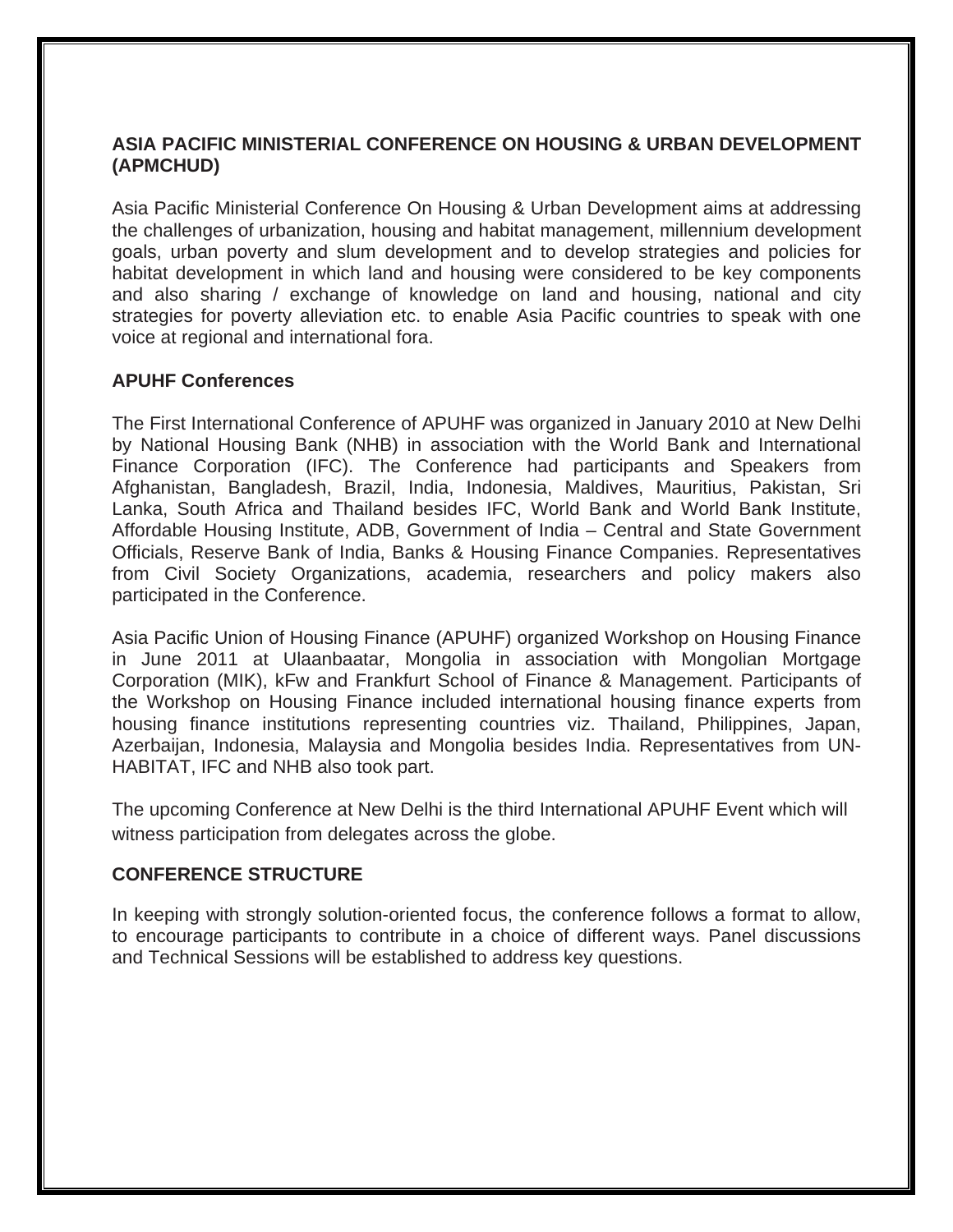## ASIA PACIFIC MINISTERIAL CONFERENCE ON HOUSING & URBAN DEVELOPMENT (APMCHUD)

Asia Pacific Ministerial Conference On Housing & Urban Development aims at addressing the challenges of urbanization, housing and habitat management, millennium development goals, urban poverty and slum development and to develop strategies and policies for habitat development in which land and housing were considered to be key components and also sharing / exchange of knowledge on land and housing, national and city strategies for poverty alleviation etc. to enable Asia Pacific countries to speak with one voice at regional and international fora.

## APUHF Conferences

The First International Conference of APUHF was organized in January 2010 at New Delhi by National Housing Bank (NHB) in association with the World Bank and International Finance Corporation (IFC). The Conference had participants and Speakers from Afghanistan, Bangladesh, Brazil, India, Indonesia, Maldives, Mauritius, Pakistan, Sri Lanka, South Africa and Thailand besides IFC, World Bank and World Bank Institute, Affordable Housing Institute, ADB, Government of India – Central and State Government Officials, Reserve Bank of India, Banks & Housing Finance Companies. Representatives from Civil Society Organizations, academia, researchers and policy makers also participated in the Conference.

Asia Pacific Union of Housing Finance (APUHF) organized Workshop on Housing Finance in June 2011 at Ulaanbaatar, Mongolia in association with Mongolian Mortgage Corporation (MIK), kFw and Frankfurt School of Finance & Management. Participants of the Workshop on Housing Finance included international housing finance experts from housing finance institutions representing countries viz. Thailand, Philippines, Japan, Azerbaijan, Indonesia, Malaysia and Mongolia besides India. Representatives from UN-HABITAT, IFC and NHB also took part.

The upcoming Conference at New Delhi is the third International APUHF Event which will witness participation from delegates across the globe.

## CONFERENCE STRUCTURE

In keeping with strongly solution-oriented focus, the conference follows a format to allow, to encourage participants to contribute in a choice of different ways. Panel discussions and Technical Sessions will be established to address key questions.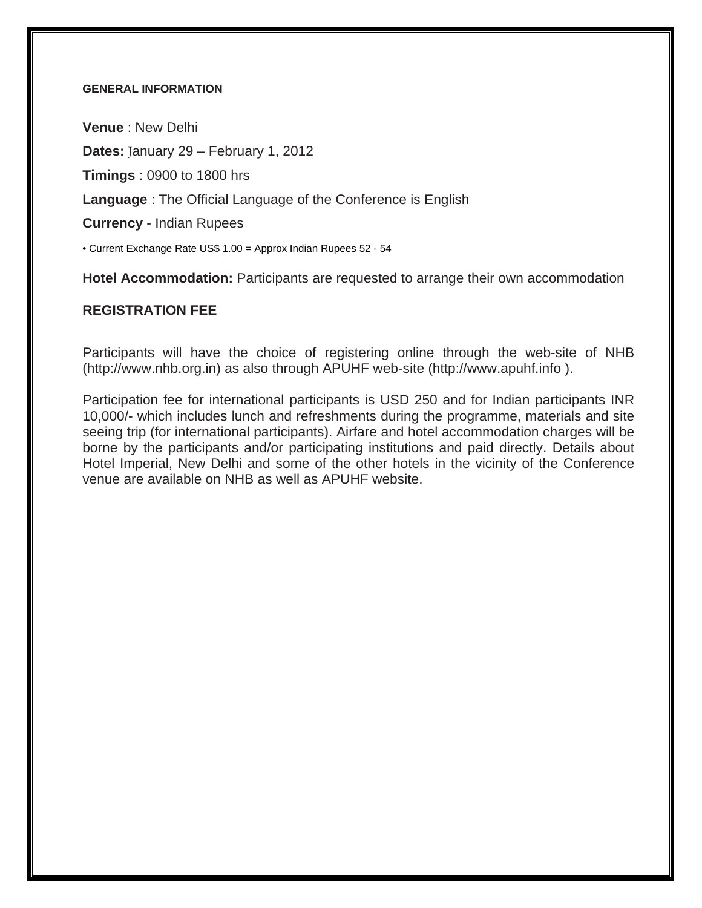### GENERAL INFORMATION

**Venue** : New Delhi

**Dates:** January 29 – February 1, 2012

**Timings** : 0900 to 1800 hrs

**Language** : The Official Language of the Conference is English

**Currency** - Indian Rupees

- Current Exchange Rate US$ 1.00 = Approx Indian Rupees 52 - 54

**Hotel Accommodation:** Participants are requested to arrange their own accommodation

### REGISTRATION FEE

Participants will have the choice of registering online through the web-site of NHB (http://www.nhb.org.in) as also through APUHF web-site (http://www.apuhf.info ).

Participation fee for international participants is USD 250 and for Indian participants INR 10,000/- which includes lunch and refreshments during the programme, materials and site seeing trip (for international participants). Airfare and hotel accommodation charges will be borne by the participants and/or participating institutions and paid directly. Details about Hotel Imperial, New Delhi and some of the other hotels in the vicinity of the Conference venue are available on NHB as well as APUHF website.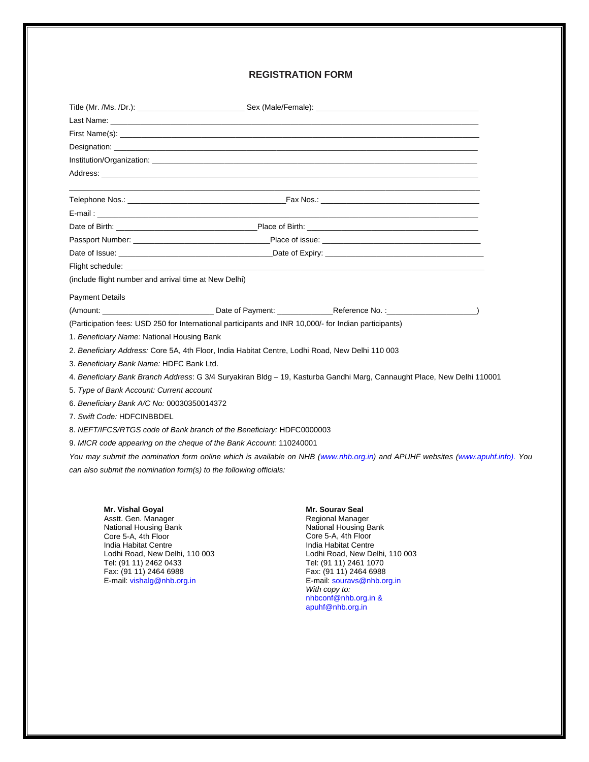## REGISTRATION FORM

Title (Mr. /Ms. /Dr.): ________________________ Sex (Male/Female): ____________________________________

Last Name: ______________________________________________________________________________________

First Name(s): ___________________________________________________________________________________

Designation: _____________________________________________________________________________________

Institution/Organization: ___________________________________________________________________________

Address: ________________________________________________________________________________________

__________________________________________________________________________________________________

Telephone Nos.: ____________________________________Fax Nos.: ____________________________________

E-mail : __________________________________________________________________________________________

Date of Birth: ________________________________Place of Birth: _______________________________________

Passport Number: _______________________________Place of issue: ______________________________________

Date of Issue: __________________________________Date of Expiry: ______________________________________

Flight schedule: ____________________________________________________________________________________

(include flight number and arrival time at New Delhi)

Payment Details

(Amount: _________________________ Date of Payment: _____________Reference No. :____________________)

(Participation fees: USD 250 for International participants and INR 10,000/- for Indian participants)

1. *Beneficiary Name:* National Housing Bank
2. *Beneficiary Address:* Core 5A, 4th Floor, India Habitat Centre, Lodhi Road, New Delhi 110 003
3. *Beneficiary Bank Name:* HDFC Bank Ltd.
4. *Beneficiary Bank Branch Address*: G 3/4 Suryakiran Bldg – 19, Kasturba Gandhi Marg, Cannaught Place, New Delhi 110001
5. *Type of Bank Account: Current account*
6. *Beneficiary Bank A/C No:* 00030350014372
7. *Swift Code:* HDFCINBBDEL
8. *NEFT/IFCS/RTGS code of Bank branch of the Beneficiary:* HDFC0000003
9. *MICR code appearing on the cheque of the Bank Account:* 110240001

*You may submit the nomination form online which is available on NHB (www.nhb.org.in) and APUHF websites (www.apuhf.info). You can also submit the nomination form(s) to the following officials:*

**Mr. Vishal Goyal**
Asstt. Gen. Manager
National Housing Bank
Core 5-A, 4th Floor
India Habitat Centre
Lodhi Road, New Delhi, 110 003
Tel: (91 11) 2462 0433
Fax: (91 11) 2464 6988
E-mail: vishalg@nhb.org.in

**Mr. Sourav Seal**
Regional Manager
National Housing Bank
Core 5-A, 4th Floor
India Habitat Centre
Lodhi Road, New Delhi, 110 003
Tel: (91 11) 2461 1070
Fax: (91 11) 2464 6988
E-mail: souravs@nhb.org.in
*With copy to:*
nhbconf@nhb.org.in &
apuhf@nhb.org.in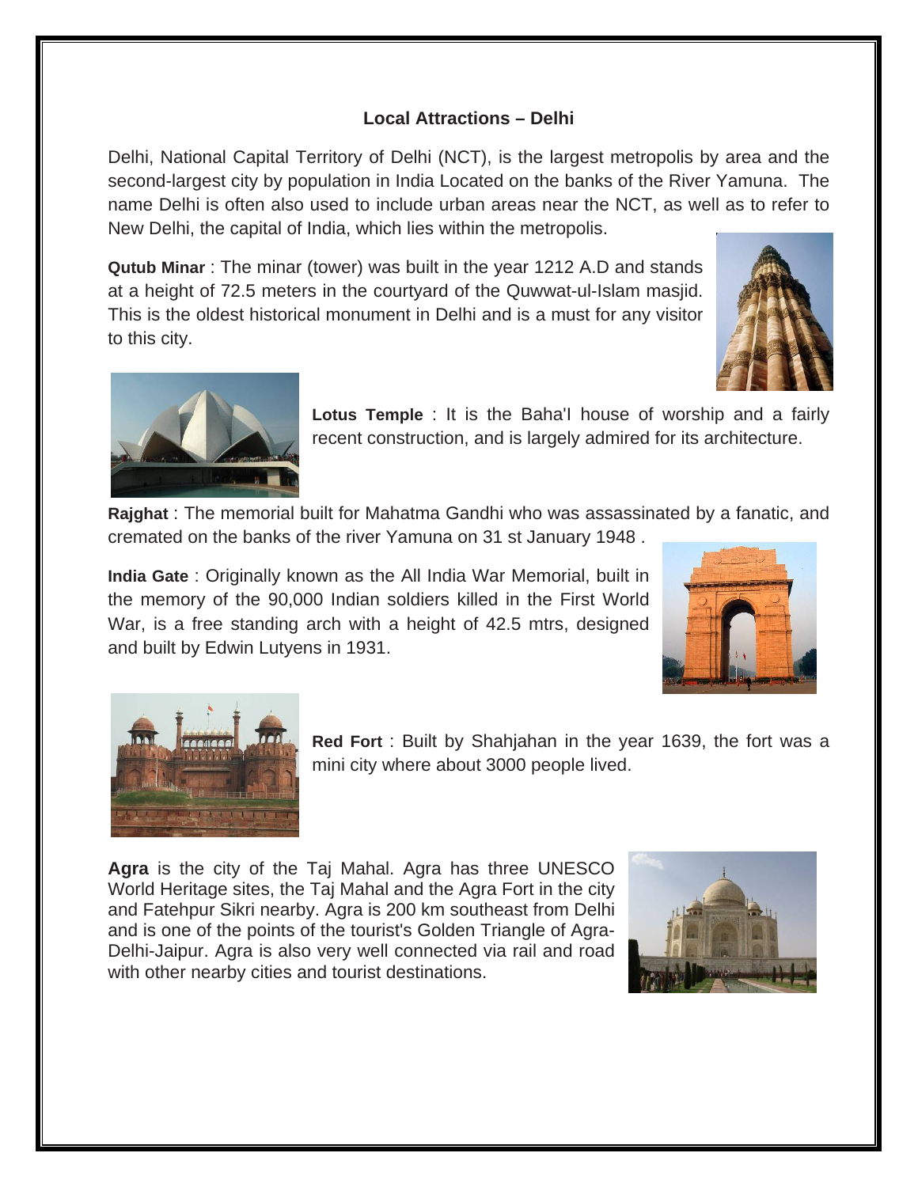## Local Attractions – Delhi

Delhi, National Capital Territory of Delhi (NCT), is the largest metropolis by area and the second-largest city by population in India Located on the banks of the River Yamuna. The name Delhi is often also used to include urban areas near the NCT, as well as to refer to New Delhi, the capital of India, which lies within the metropolis.

**Qutub Minar** : The minar (tower) was built in the year 1212 A.D and stands at a height of 72.5 meters in the courtyard of the Quwwat-ul-Islam masjid. This is the oldest historical monument in Delhi and is a must for any visitor to this city.

**Lotus Temple** : It is the Baha'I house of worship and a fairly recent construction, and is largely admired for its architecture.

**Rajghat** : The memorial built for Mahatma Gandhi who was assassinated by a fanatic, and cremated on the banks of the river Yamuna on 31 st January 1948 .

**India Gate** : Originally known as the All India War Memorial, built in the memory of the 90,000 Indian soldiers killed in the First World War, is a free standing arch with a height of 42.5 mtrs, designed and built by Edwin Lutyens in 1931.

**Red Fort** : Built by Shahjahan in the year 1639, the fort was a mini city where about 3000 people lived.

**Agra** is the city of the Taj Mahal. Agra has three UNESCO World Heritage sites, the Taj Mahal and the Agra Fort in the city and Fatehpur Sikri nearby. Agra is 200 km southeast from Delhi and is one of the points of the tourist's Golden Triangle of Agra-Delhi-Jaipur. Agra is also very well connected via rail and road with other nearby cities and tourist destinations.